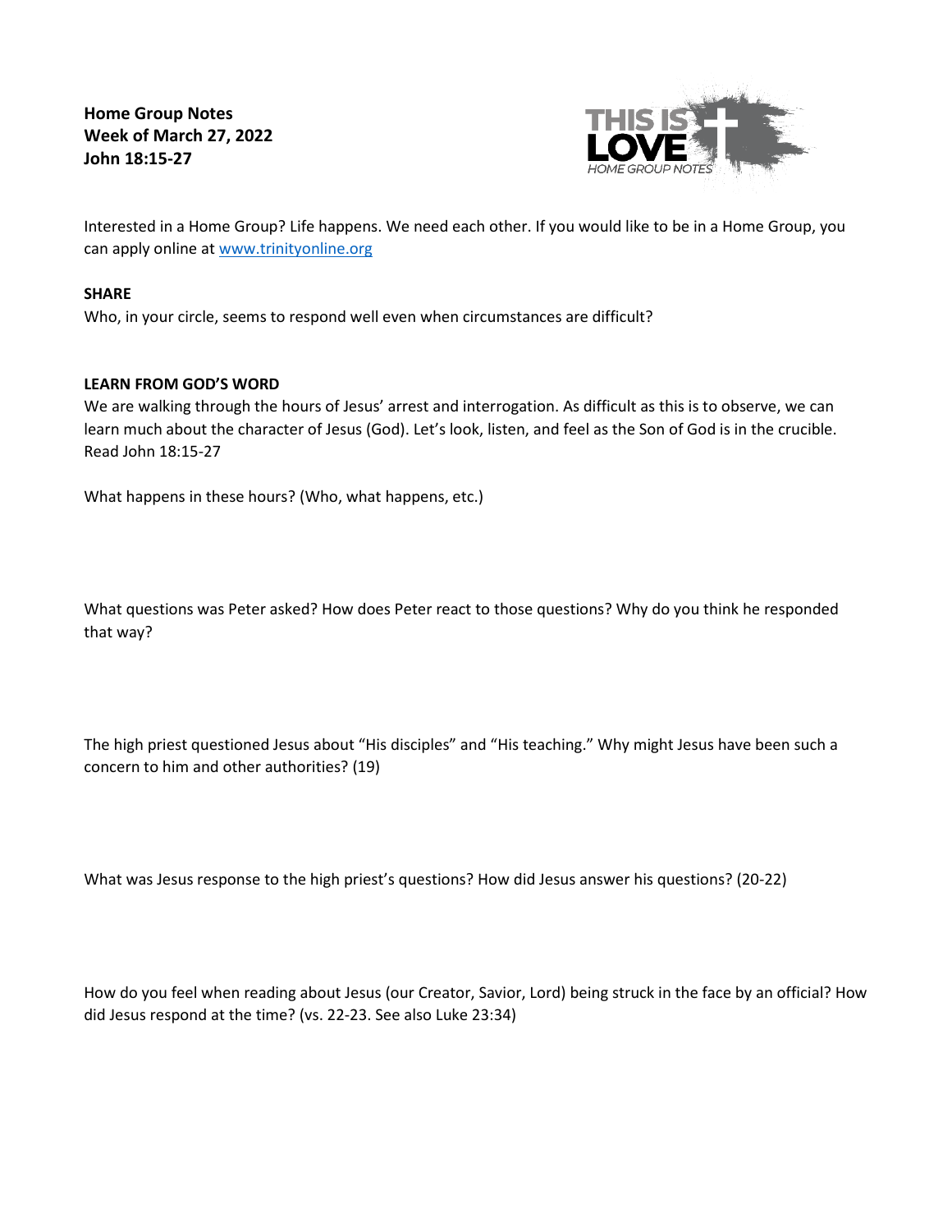**Home Group Notes**
**Week of March 27, 2022**
**John 18:15-27**

Interested in a Home Group? Life happens. We need each other. If you would like to be in a Home Group, you can apply online at [www.trinityonline.org](http://www.trinityonline.org)

**SHARE**

Who, in your circle, seems to respond well even when circumstances are difficult?

**LEARN FROM GOD'S WORD**

We are walking through the hours of Jesus' arrest and interrogation. As difficult as this is to observe, we can learn much about the character of Jesus (God). Let's look, listen, and feel as the Son of God is in the crucible. Read John 18:15-27

What happens in these hours? (Who, what happens, etc.)

What questions was Peter asked? How does Peter react to those questions? Why do you think he responded that way?

The high priest questioned Jesus about "His disciples" and "His teaching." Why might Jesus have been such a concern to him and other authorities? (19)

What was Jesus response to the high priest's questions? How did Jesus answer his questions? (20-22)

How do you feel when reading about Jesus (our Creator, Savior, Lord) being struck in the face by an official? How did Jesus respond at the time? (vs. 22-23. See also Luke 23:34)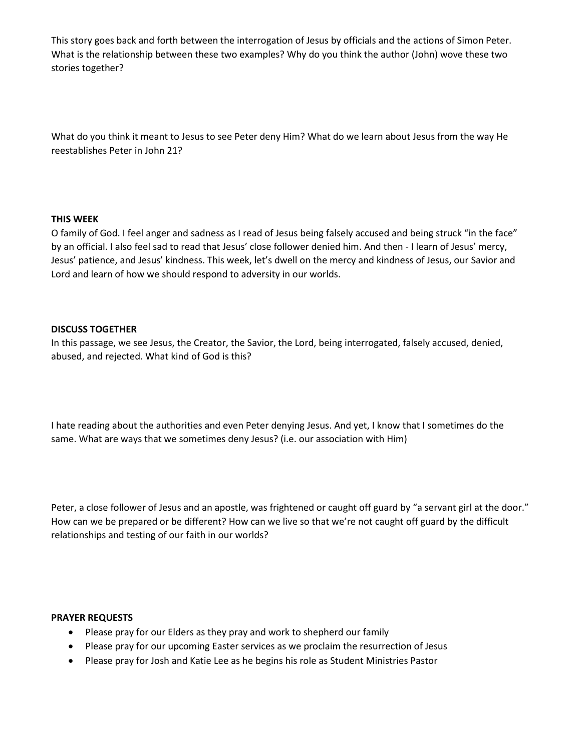This story goes back and forth between the interrogation of Jesus by officials and the actions of Simon Peter. What is the relationship between these two examples? Why do you think the author (John) wove these two stories together?

What do you think it meant to Jesus to see Peter deny Him? What do we learn about Jesus from the way He reestablishes Peter in John 21?

**THIS WEEK**

O family of God. I feel anger and sadness as I read of Jesus being falsely accused and being struck "in the face" by an official. I also feel sad to read that Jesus' close follower denied him. And then - I learn of Jesus' mercy, Jesus' patience, and Jesus' kindness. This week, let's dwell on the mercy and kindness of Jesus, our Savior and Lord and learn of how we should respond to adversity in our worlds.

**DISCUSS TOGETHER**

In this passage, we see Jesus, the Creator, the Savior, the Lord, being interrogated, falsely accused, denied, abused, and rejected. What kind of God is this?

I hate reading about the authorities and even Peter denying Jesus. And yet, I know that I sometimes do the same. What are ways that we sometimes deny Jesus? (i.e. our association with Him)

Peter, a close follower of Jesus and an apostle, was frightened or caught off guard by "a servant girl at the door." How can we be prepared or be different? How can we live so that we're not caught off guard by the difficult relationships and testing of our faith in our worlds?

**PRAYER REQUESTS**

- Please pray for our Elders as they pray and work to shepherd our family
- Please pray for our upcoming Easter services as we proclaim the resurrection of Jesus
- Please pray for Josh and Katie Lee as he begins his role as Student Ministries Pastor